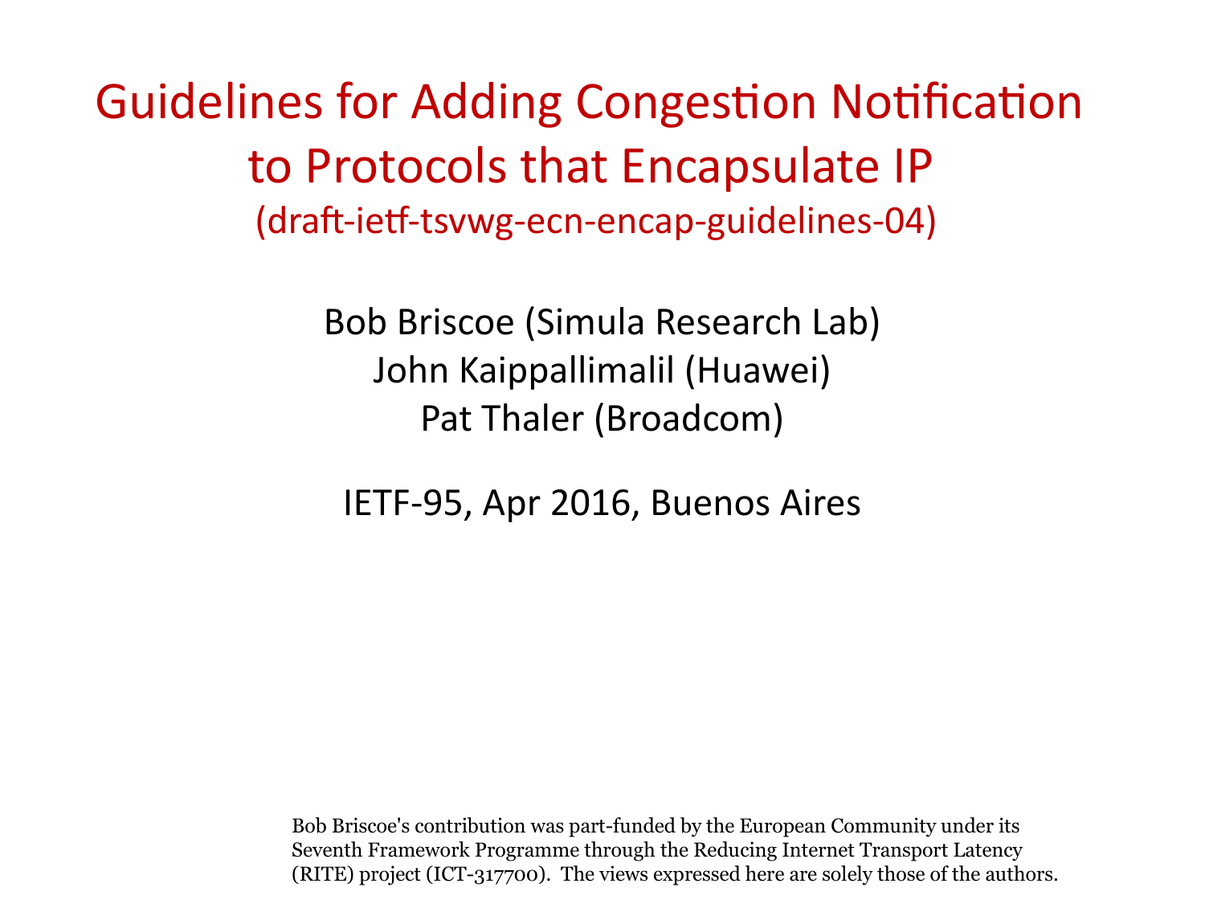# Guidelines for Adding Congestion Notification to Protocols that Encapsulate IP

(draft-ietf-tsvwg-ecn-encap-guidelines-04)

Bob Briscoe (Simula Research Lab)
John Kaippallimalil (Huawei)
Pat Thaler (Broadcom)

IETF-95, Apr 2016, Buenos Aires

Bob Briscoe's contribution was part-funded by the European Community under its Seventh Framework Programme through the Reducing Internet Transport Latency (RITE) project (ICT-317700). The views expressed here are solely those of the authors.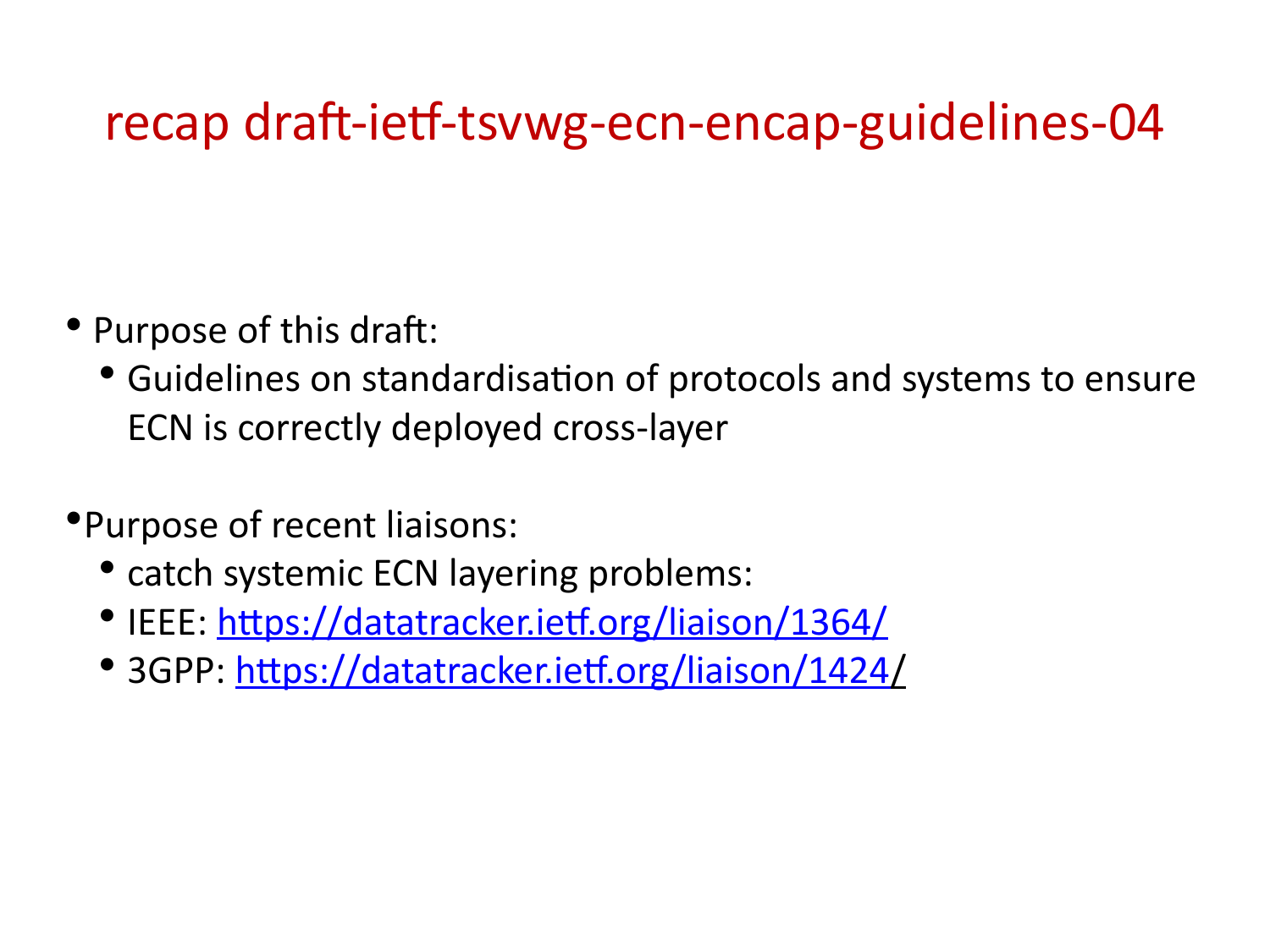# recap draft-ietf-tsvwg-ecn-encap-guidelines-04

- Purpose of this draft:
  - Guidelines on standardisation of protocols and systems to ensure ECN is correctly deployed cross-layer

- Purpose of recent liaisons:
  - catch systemic ECN layering problems:
  - IEEE: https://datatracker.ietf.org/liaison/1364/
  - 3GPP: https://datatracker.ietf.org/liaison/1424/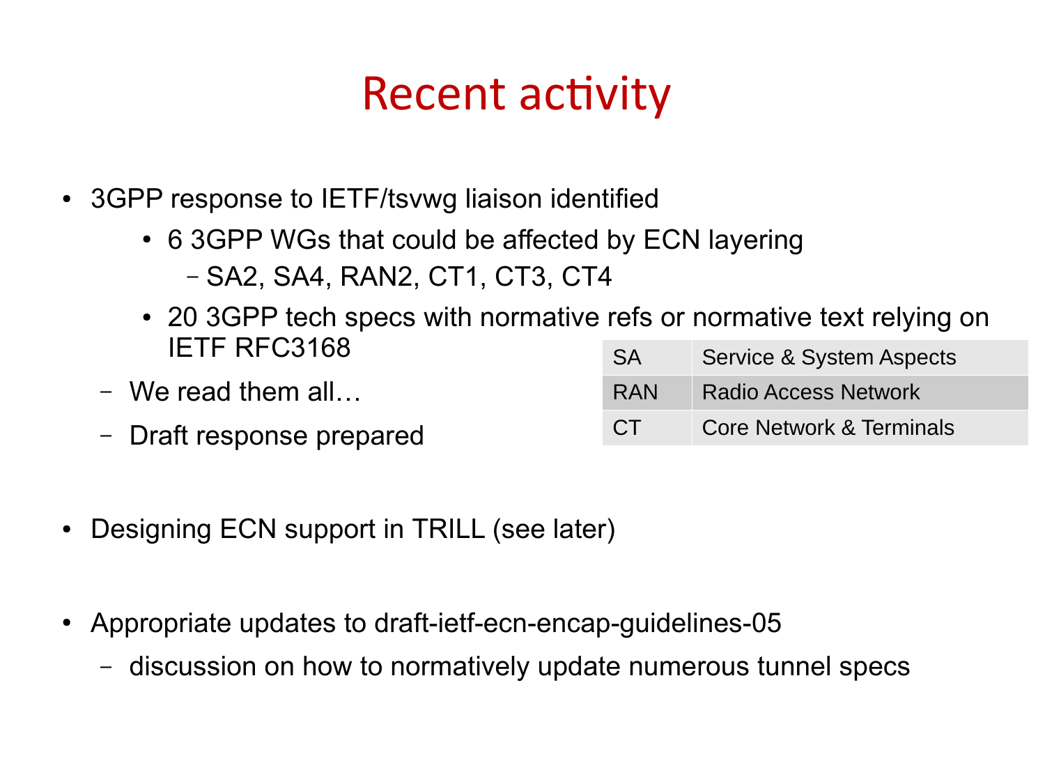# Recent activity

- 3GPP response to IETF/tsvwg liaison identified
  - 6 3GPP WGs that could be affected by ECN layering
    - SA2, SA4, RAN2, CT1, CT3, CT4
  - 20 3GPP tech specs with normative refs or normative text relying on IETF RFC3168
  - We read them all…
  - Draft response prepared

| SA | Service & System Aspects |
|---|---|
| RAN | Radio Access Network |
| CT | Core Network & Terminals |

- Designing ECN support in TRILL (see later)

- Appropriate updates to draft-ietf-ecn-encap-guidelines-05
  - discussion on how to normatively update numerous tunnel specs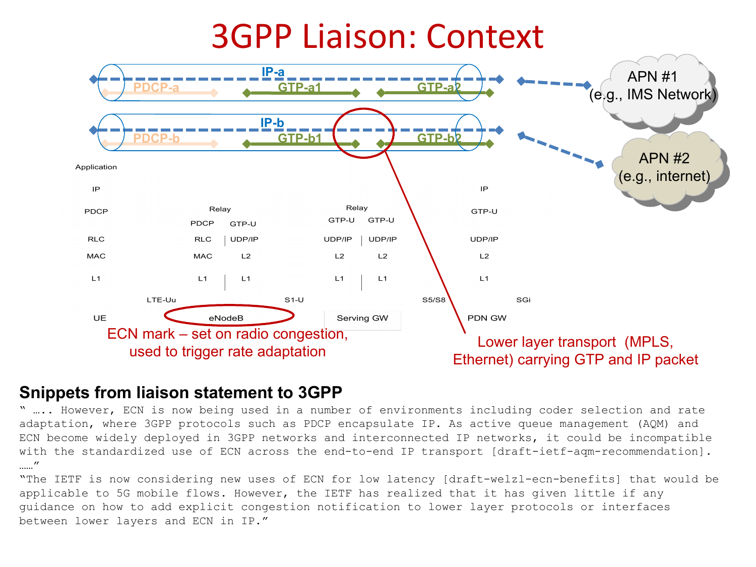# 3GPP Liaison: Context

IP-a

PDCP-a — GTP-a1 — GTP-a2

APN #1 (e.g., IMS Network)

IP-b

PDCP-b — GTP-b1 — GTP-b2

APN #2 (e.g., internet)

| UE | | eNodeB | | Serving GW | | PDN GW |
|---|---|---|---|---|---|---|
| Application | | | | | | |
| IP | | | | | | IP |
| PDCP | | Relay | | Relay | | GTP-U |
| | | PDCP \| GTP-U | | GTP-U \| GTP-U | | |
| RLC | | RLC \| UDP/IP | | UDP/IP \| UDP/IP | | UDP/IP |
| MAC | | MAC \| L2 | | L2 \| L2 | | L2 |
| L1 | | L1 \| L1 | | L1 \| L1 | | L1 |
| | LTE-Uu | | S1-U | | S5/S8 | | SGi |

ECN mark – set on radio congestion, used to trigger rate adaptation

Lower layer transport (MPLS, Ethernet) carrying GTP and IP packet

## Snippets from liaison statement to 3GPP

" ….. However, ECN is now being used in a number of environments including coder selection and rate adaptation, where 3GPP protocols such as PDCP encapsulate IP. As active queue management (AQM) and ECN become widely deployed in 3GPP networks and interconnected IP networks, it could be incompatible with the standardized use of ECN across the end-to-end IP transport [draft-ietf-aqm-recommendation]. ……"

"The IETF is now considering new uses of ECN for low latency [draft-welzl-ecn-benefits] that would be applicable to 5G mobile flows. However, the IETF has realized that it has given little if any guidance on how to add explicit congestion notification to lower layer protocols or interfaces between lower layers and ECN in IP."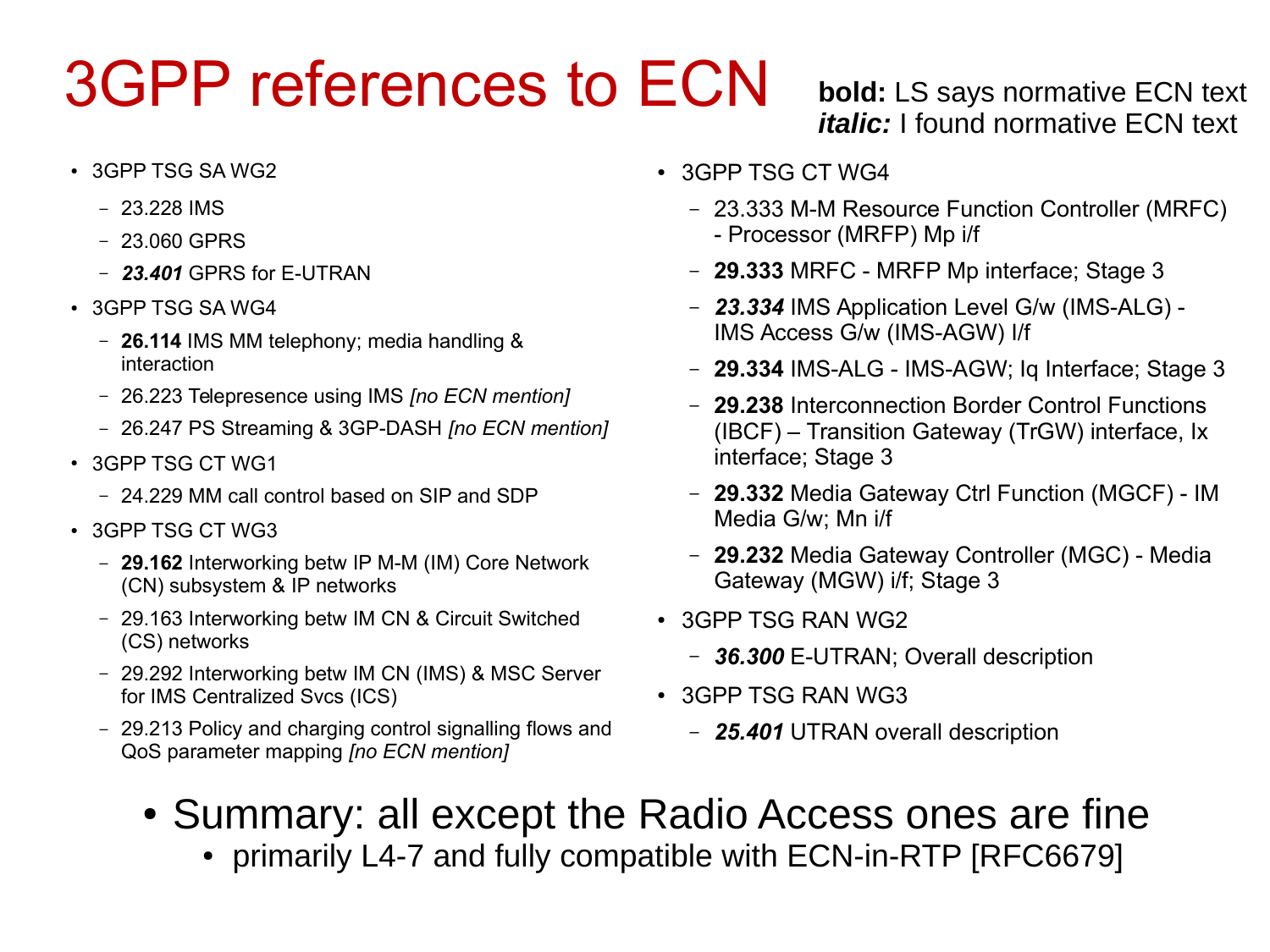# 3GPP references to ECN

**bold:** LS says normative ECN text
***italic:*** I found normative ECN text

- 3GPP TSG SA WG2
  - 23.228 IMS
  - 23.060 GPRS
  - ***23.401*** GPRS for E-UTRAN
- 3GPP TSG SA WG4
  - **26.114** IMS MM telephony; media handling & interaction
  - 26.223 Telepresence using IMS *[no ECN mention]*
  - 26.247 PS Streaming & 3GP-DASH *[no ECN mention]*
- 3GPP TSG CT WG1
  - 24.229 MM call control based on SIP and SDP
- 3GPP TSG CT WG3
  - **29.162** Interworking betw IP M-M (IM) Core Network (CN) subsystem & IP networks
  - 29.163 Interworking betw IM CN & Circuit Switched (CS) networks
  - 29.292 Interworking betw IM CN (IMS) & MSC Server for IMS Centralized Svcs (ICS)
  - 29.213 Policy and charging control signalling flows and QoS parameter mapping *[no ECN mention]*
- 3GPP TSG CT WG4
  - 23.333 M-M Resource Function Controller (MRFC) - Processor (MRFP) Mp i/f
  - **29.333** MRFC - MRFP Mp interface; Stage 3
  - ***23.334*** IMS Application Level G/w (IMS-ALG) - IMS Access G/w (IMS-AGW) I/f
  - **29.334** IMS-ALG - IMS-AGW; Iq Interface; Stage 3
  - **29.238** Interconnection Border Control Functions (IBCF) – Transition Gateway (TrGW) interface, Ix interface; Stage 3
  - **29.332** Media Gateway Ctrl Function (MGCF) - IM Media G/w; Mn i/f
  - **29.232** Media Gateway Controller (MGC) - Media Gateway (MGW) i/f; Stage 3
- 3GPP TSG RAN WG2
  - ***36.300*** E-UTRAN; Overall description
- 3GPP TSG RAN WG3
  - ***25.401*** UTRAN overall description

- Summary: all except the Radio Access ones are fine
  - primarily L4-7 and fully compatible with ECN-in-RTP [RFC6679]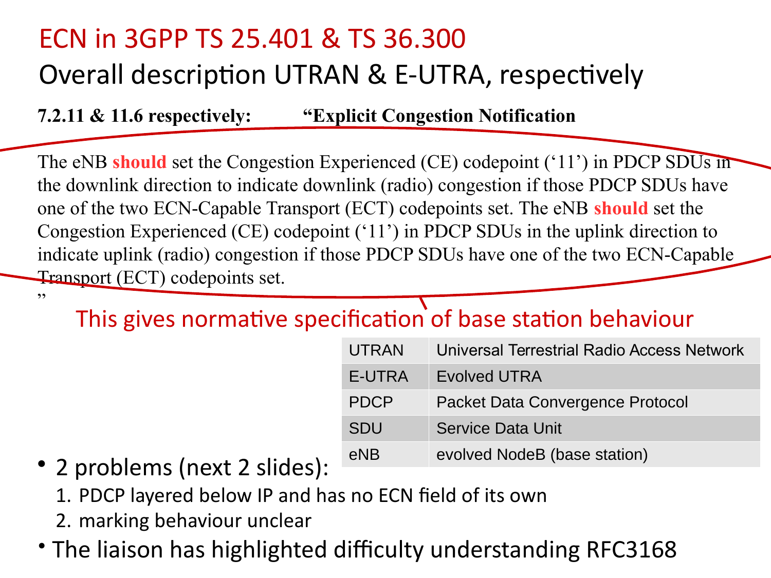# ECN in 3GPP TS 25.401 & TS 36.300

## Overall description UTRAN & E-UTRA, respectively

**7.2.11 & 11.6 respectively:** **"Explicit Congestion Notification**

The eNB **should** set the Congestion Experienced (CE) codepoint ('11') in PDCP SDUs in the downlink direction to indicate downlink (radio) congestion if those PDCP SDUs have one of the two ECN-Capable Transport (ECT) codepoints set. The eNB **should** set the Congestion Experienced (CE) codepoint ('11') in PDCP SDUs in the uplink direction to indicate uplink (radio) congestion if those PDCP SDUs have one of the two ECN-Capable Transport (ECT) codepoints set.
"

This gives normative specification of base station behaviour

| | |
|---|---|
| UTRAN | Universal Terrestrial Radio Access Network |
| E-UTRA | Evolved UTRA |
| PDCP | Packet Data Convergence Protocol |
| SDU | Service Data Unit |
| eNB | evolved NodeB (base station) |

- 2 problems (next 2 slides):
  1. PDCP layered below IP and has no ECN field of its own
  2. marking behaviour unclear
- The liaison has highlighted difficulty understanding RFC3168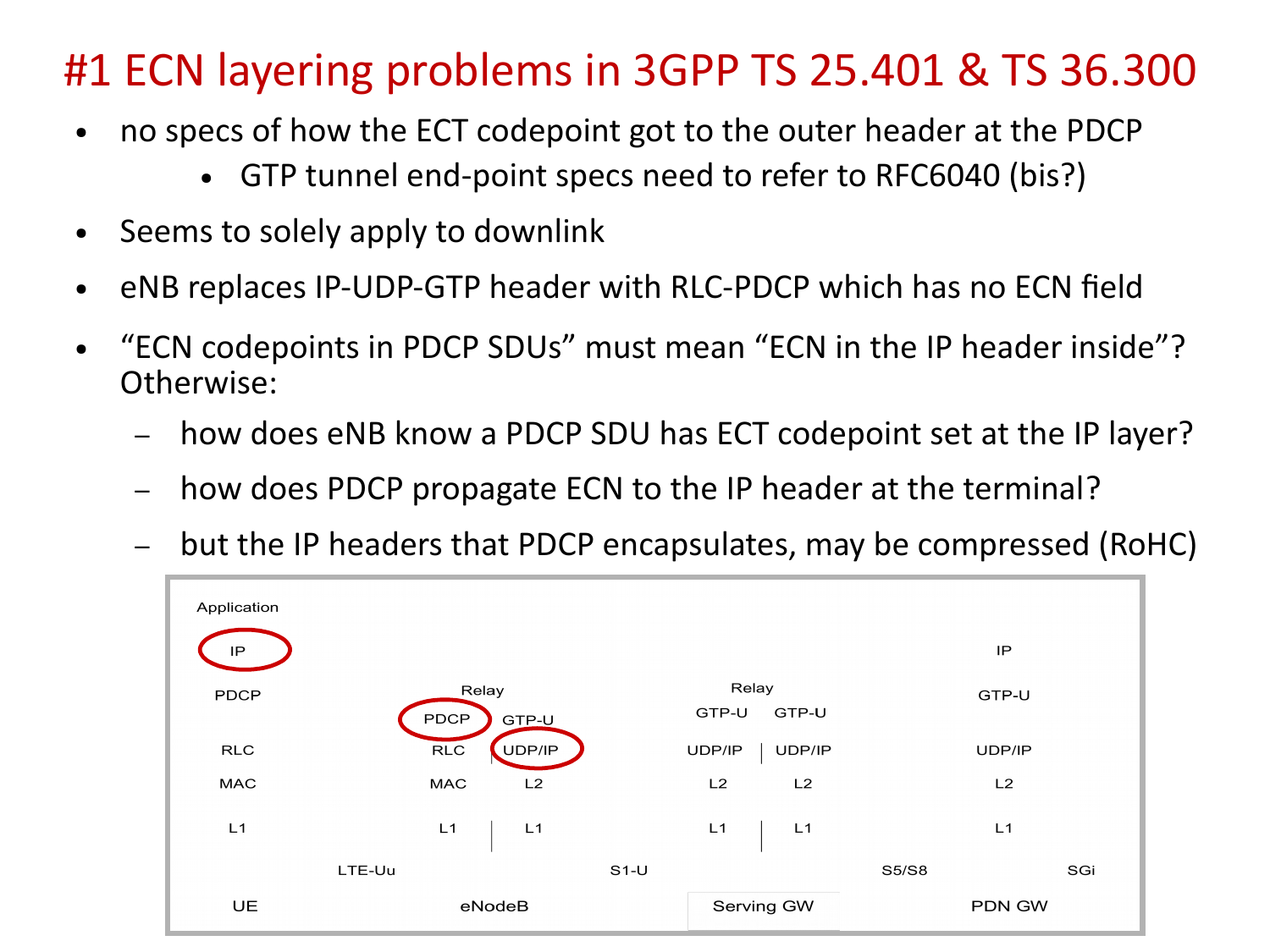# #1 ECN layering problems in 3GPP TS 25.401 & TS 36.300

- no specs of how the ECT codepoint got to the outer header at the PDCP
  - GTP tunnel end-point specs need to refer to RFC6040 (bis?)
- Seems to solely apply to downlink
- eNB replaces IP-UDP-GTP header with RLC-PDCP which has no ECN field
- "ECN codepoints in PDCP SDUs" must mean "ECN in the IP header inside"? Otherwise:
  - how does eNB know a PDCP SDU has ECT codepoint set at the IP layer?
  - how does PDCP propagate ECN to the IP header at the terminal?
  - but the IP headers that PDCP encapsulates, may be compressed (RoHC)

| UE | | eNodeB | | Serving GW | | PDN GW |
|---|---|---|---|---|---|---|
| Application | | | | | | |
| IP | | | | | | IP |
| PDCP | | Relay | | Relay | | GTP-U |
| | | PDCP | GTP-U | GTP-U | GTP-U | |
| RLC | | RLC | UDP/IP | UDP/IP | UDP/IP | UDP/IP |
| MAC | | MAC | L2 | L2 | L2 | L2 |
| L1 | | L1 | L1 | L1 | L1 | L1 |
| | LTE-Uu | | S1-U | | S5/S8 | SGi |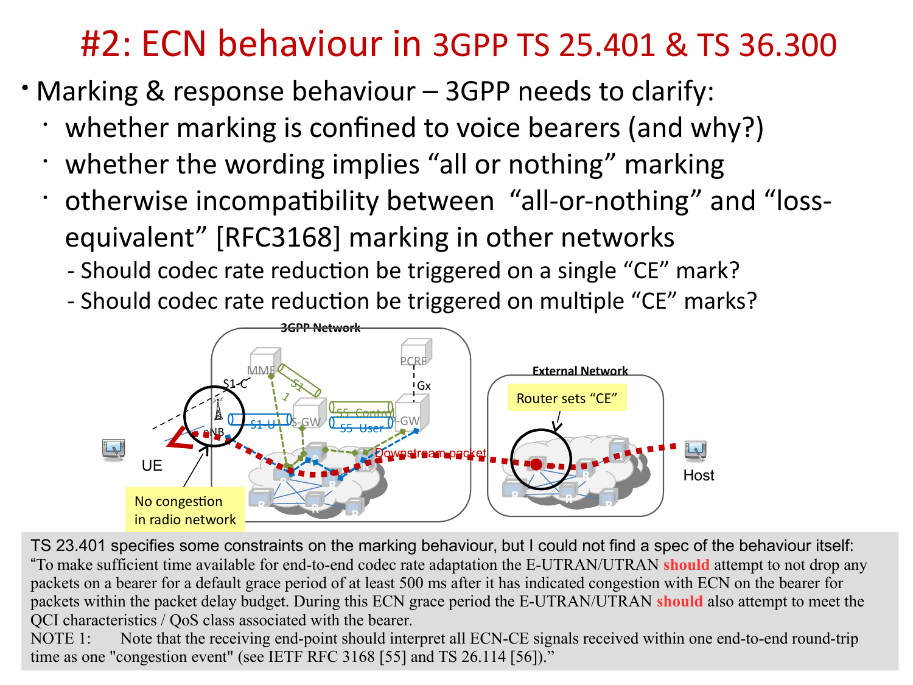# #2: ECN behaviour in 3GPP TS 25.401 & TS 36.300

- Marking & response behaviour – 3GPP needs to clarify:
  - whether marking is confined to voice bearers (and why?)
  - whether the wording implies "all or nothing" marking
  - otherwise incompatibility between "all-or-nothing" and "loss-equivalent" [RFC3168] marking in other networks
    - Should codec rate reduction be triggered on a single "CE" mark?
    - Should codec rate reduction be triggered on multiple "CE" marks?

3GPP Network

External Network

Router sets "CE"

Downstream packet

UE

Host

No congestion in radio network

TS 23.401 specifies some constraints on the marking behaviour, but I could not find a spec of the behaviour itself:

"To make sufficient time available for end-to-end codec rate adaptation the E-UTRAN/UTRAN **should** attempt to not drop any packets on a bearer for a default grace period of at least 500 ms after it has indicated congestion with ECN on the bearer for packets within the packet delay budget. During this ECN grace period the E-UTRAN/UTRAN **should** also attempt to meet the QCI characteristics / QoS class associated with the bearer.

NOTE 1: Note that the receiving end-point should interpret all ECN-CE signals received within one end-to-end round-trip time as one "congestion event" (see IETF RFC 3168 [55] and TS 26.114 [56])."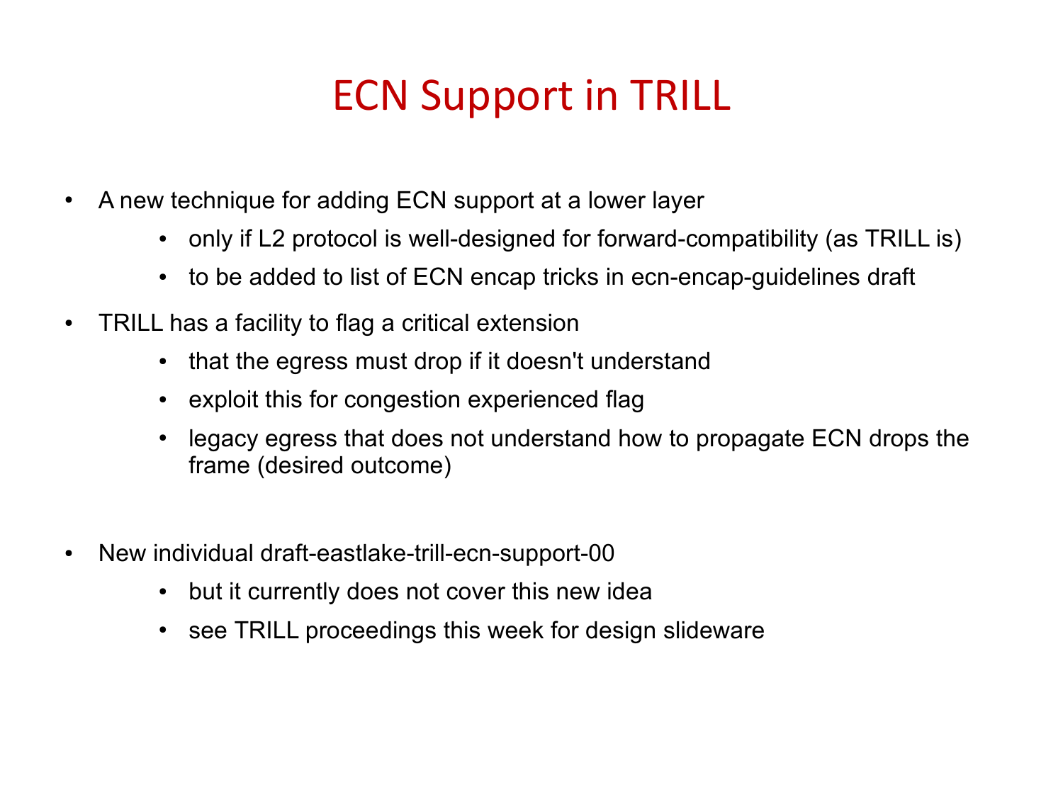# ECN Support in TRILL

- A new technique for adding ECN support at a lower layer
  - only if L2 protocol is well-designed for forward-compatibility (as TRILL is)
  - to be added to list of ECN encap tricks in ecn-encap-guidelines draft
- TRILL has a facility to flag a critical extension
  - that the egress must drop if it doesn't understand
  - exploit this for congestion experienced flag
  - legacy egress that does not understand how to propagate ECN drops the frame (desired outcome)
- New individual draft-eastlake-trill-ecn-support-00
  - but it currently does not cover this new idea
  - see TRILL proceedings this week for design slideware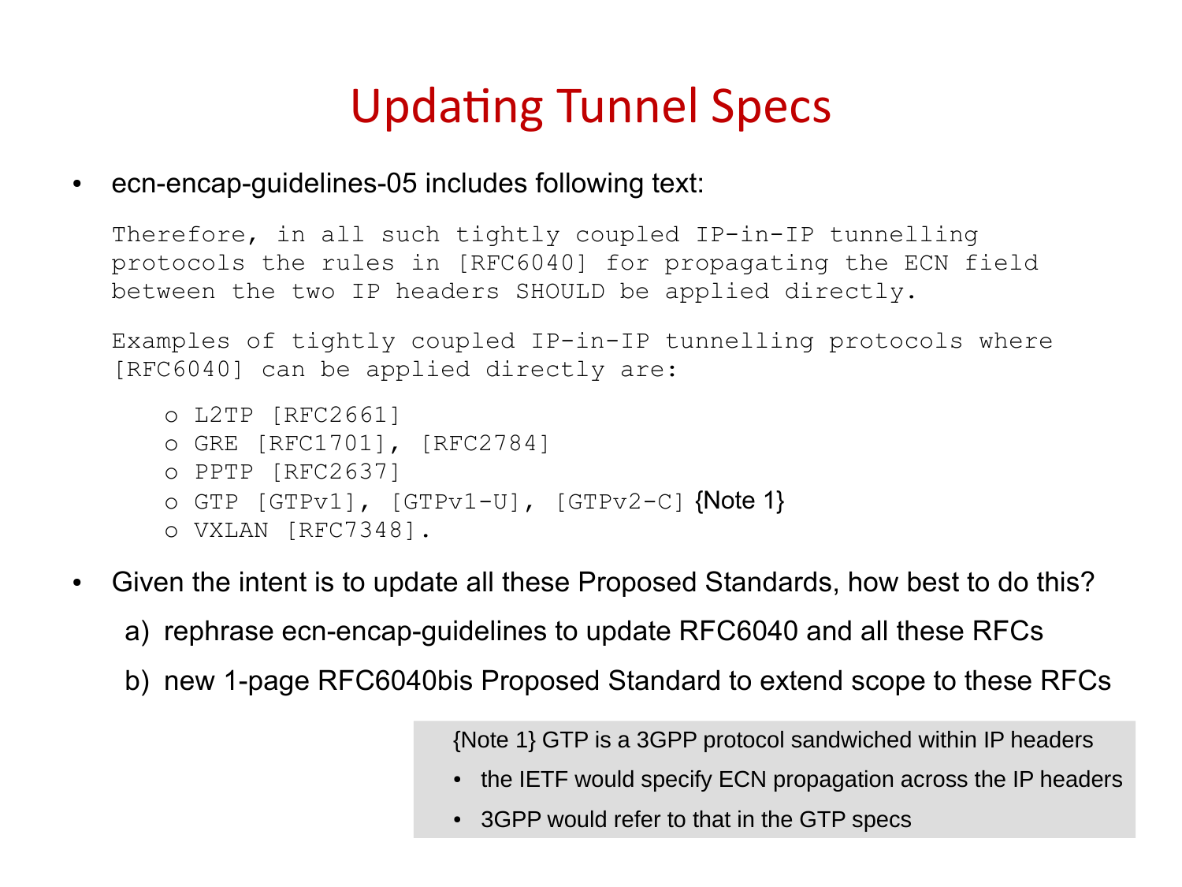# Updating Tunnel Specs

- ecn-encap-guidelines-05 includes following text:

```
Therefore, in all such tightly coupled IP-in-IP tunnelling
protocols the rules in [RFC6040] for propagating the ECN field
between the two IP headers SHOULD be applied directly.

Examples of tightly coupled IP-in-IP tunnelling protocols where
[RFC6040] can be applied directly are:

   o L2TP [RFC2661]
   o GRE [RFC1701], [RFC2784]
   o PPTP [RFC2637]
   o GTP [GTPv1], [GTPv1-U], [GTPv2-C] {Note 1}
   o VXLAN [RFC7348].
```

- Given the intent is to update all these Proposed Standards, how best to do this?
  a) rephrase ecn-encap-guidelines to update RFC6040 and all these RFCs
  b) new 1-page RFC6040bis Proposed Standard to extend scope to these RFCs

{Note 1} GTP is a 3GPP protocol sandwiched within IP headers

- the IETF would specify ECN propagation across the IP headers
- 3GPP would refer to that in the GTP specs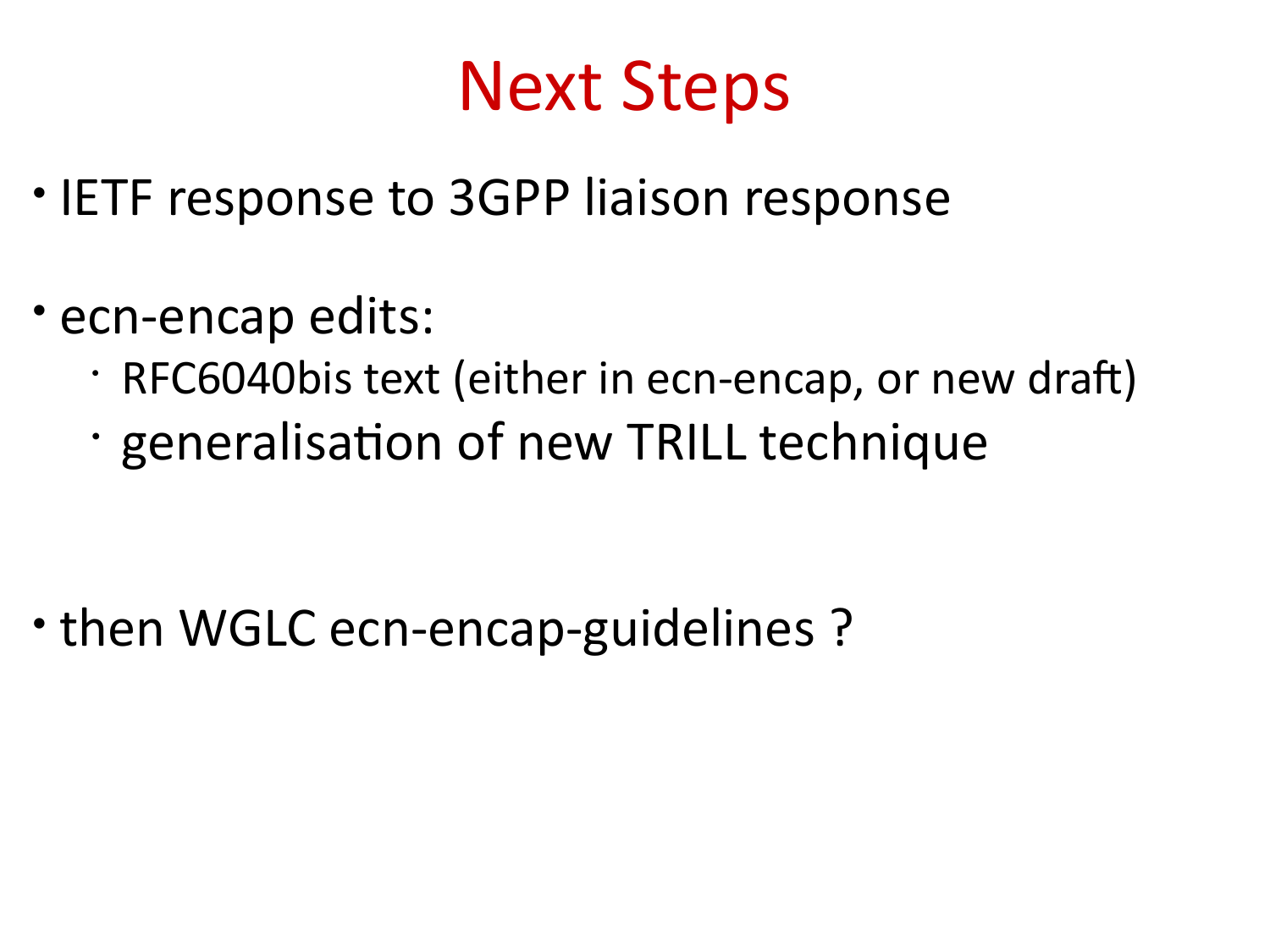# Next Steps

- IETF response to 3GPP liaison response
- ecn-encap edits:
  - RFC6040bis text (either in ecn-encap, or new draft)
  - generalisation of new TRILL technique
- then WGLC ecn-encap-guidelines ?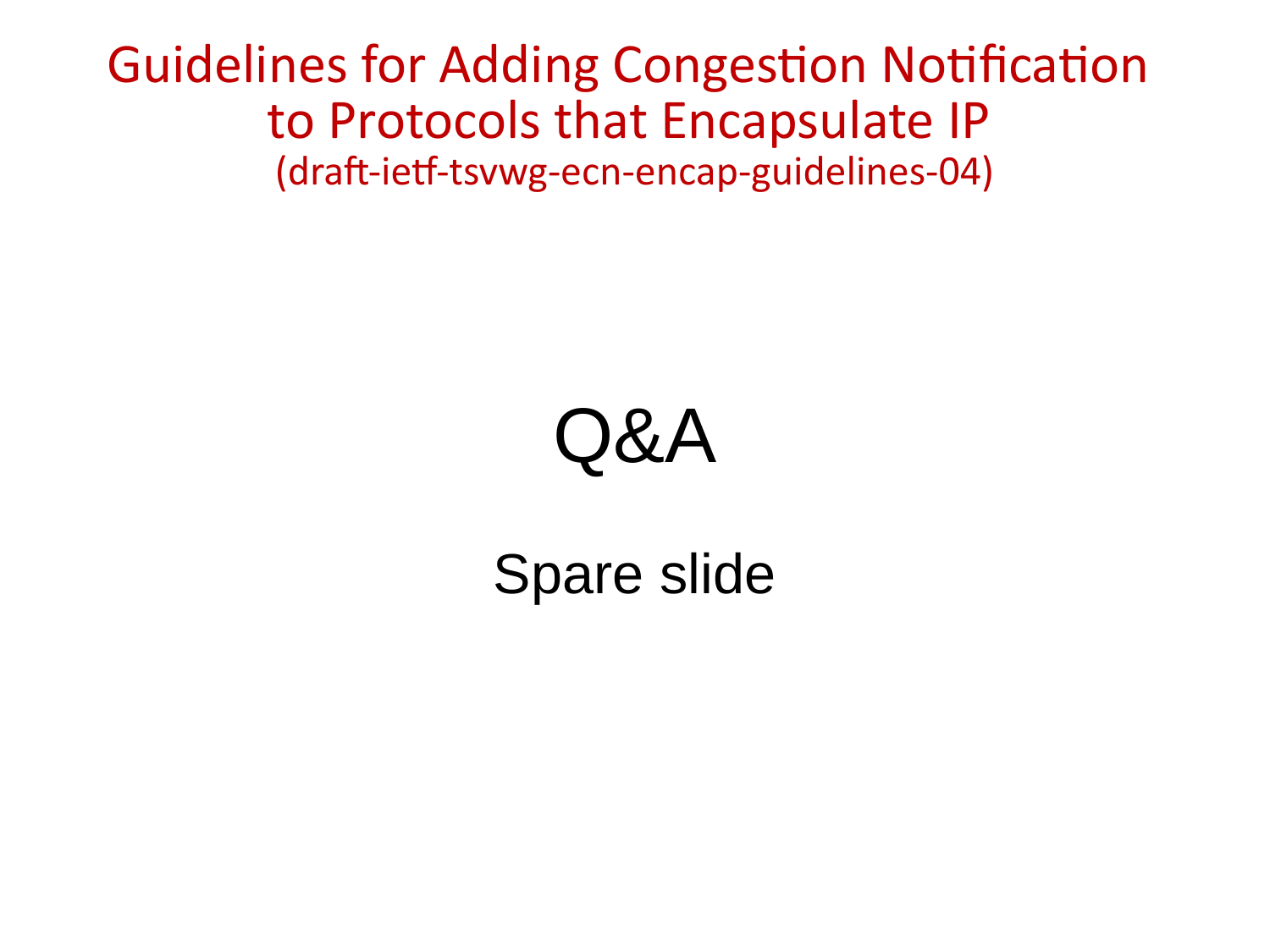# Guidelines for Adding Congestion Notification to Protocols that Encapsulate IP

(draft-ietf-tsvwg-ecn-encap-guidelines-04)

## Q&A

Spare slide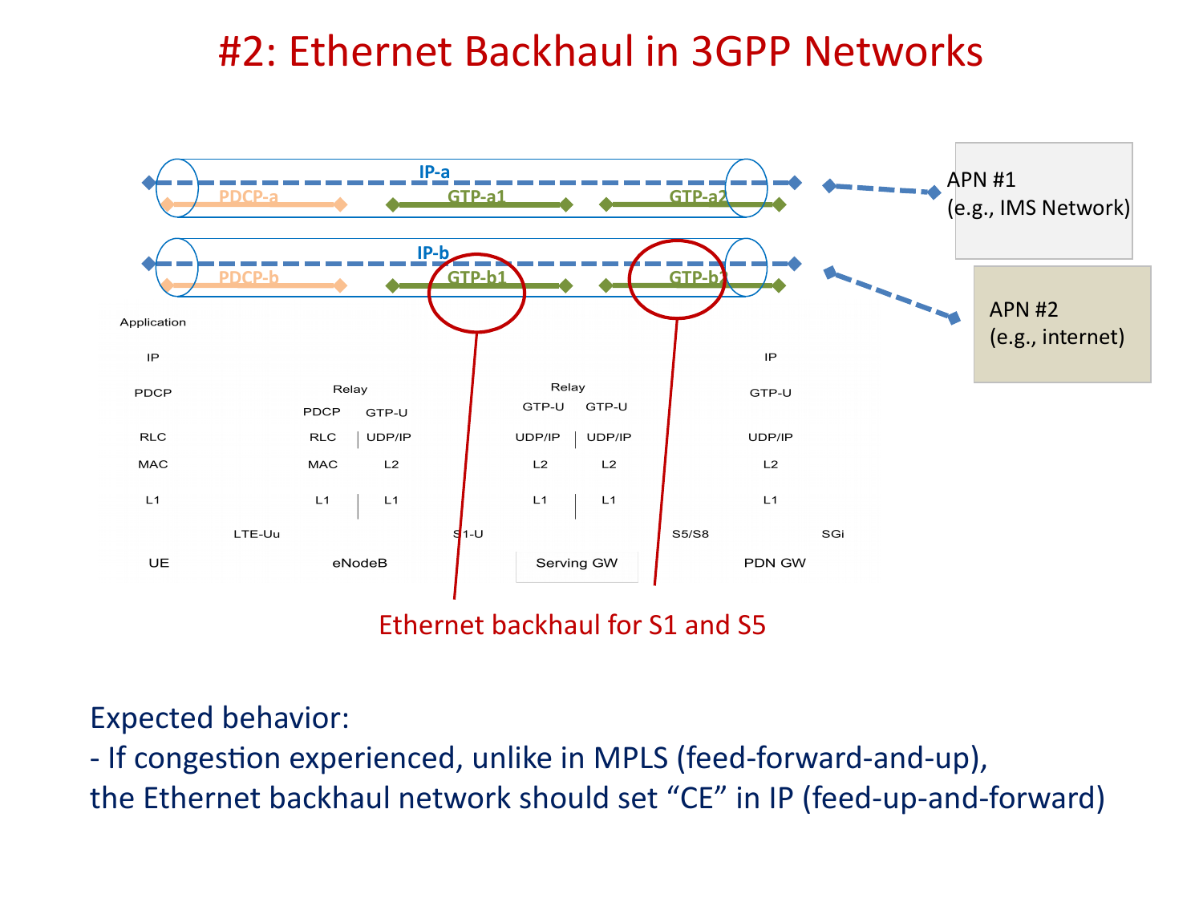# #2: Ethernet Backhaul in 3GPP Networks

IP-a

PDCP-a

GTP-a1

GTP-a2

IP-b

PDCP-b

GTP-b1

GTP-b2

APN #1
(e.g., IMS Network)

APN #2
(e.g., internet)

Application

IP

PDCP

RLC

MAC

L1

Relay

PDCP

GTP-U

RLC

UDP/IP

MAC

L2

L1

L1

Relay

GTP-U

GTP-U

UDP/IP

UDP/IP

L2

L2

L1

L1

IP

GTP-U

UDP/IP

L2

L1

LTE-Uu

S1-U

S5/S8

SGi

UE

eNodeB

Serving GW

PDN GW

Ethernet backhaul for S1 and S5

Expected behavior:
- If congestion experienced, unlike in MPLS (feed-forward-and-up), the Ethernet backhaul network should set "CE" in IP (feed-up-and-forward)